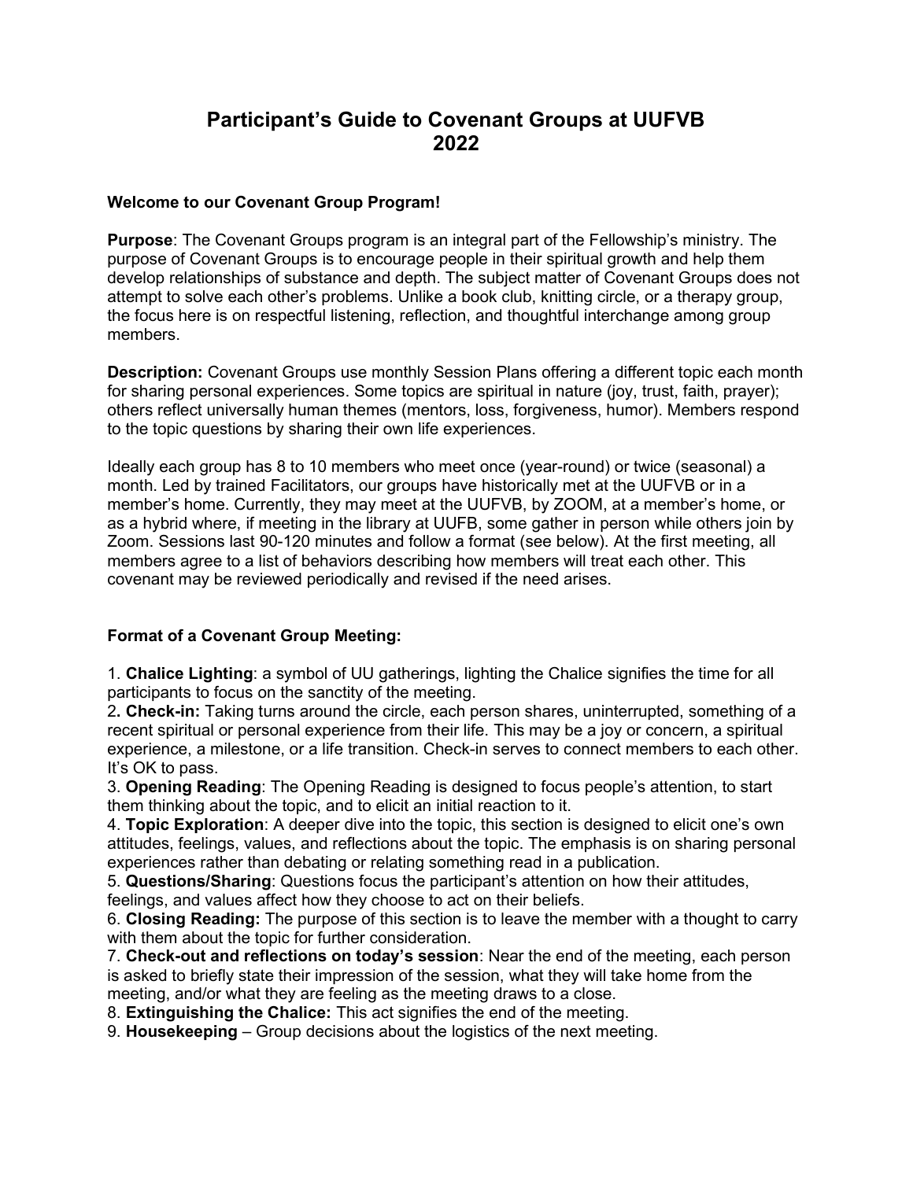# Participant's Guide to Covenant Groups at UUFVB 2022

**Welcome to our Covenant Group Program!**

**Purpose**: The Covenant Groups program is an integral part of the Fellowship's ministry. The purpose of Covenant Groups is to encourage people in their spiritual growth and help them develop relationships of substance and depth. The subject matter of Covenant Groups does not attempt to solve each other's problems. Unlike a book club, knitting circle, or a therapy group, the focus here is on respectful listening, reflection, and thoughtful interchange among group members.

**Description:** Covenant Groups use monthly Session Plans offering a different topic each month for sharing personal experiences. Some topics are spiritual in nature (joy, trust, faith, prayer); others reflect universally human themes (mentors, loss, forgiveness, humor). Members respond to the topic questions by sharing their own life experiences.

Ideally each group has 8 to 10 members who meet once (year-round) or twice (seasonal) a month. Led by trained Facilitators, our groups have historically met at the UUFVB or in a member's home. Currently, they may meet at the UUFVB, by ZOOM, at a member's home, or as a hybrid where, if meeting in the library at UUFB, some gather in person while others join by Zoom. Sessions last 90-120 minutes and follow a format (see below). At the first meeting, all members agree to a list of behaviors describing how members will treat each other. This covenant may be reviewed periodically and revised if the need arises.

**Format of a Covenant Group Meeting:**

1. **Chalice Lighting**: a symbol of UU gatherings, lighting the Chalice signifies the time for all participants to focus on the sanctity of the meeting.
2. **Check-in:** Taking turns around the circle, each person shares, uninterrupted, something of a recent spiritual or personal experience from their life. This may be a joy or concern, a spiritual experience, a milestone, or a life transition. Check-in serves to connect members to each other. It's OK to pass.
3. **Opening Reading**: The Opening Reading is designed to focus people's attention, to start them thinking about the topic, and to elicit an initial reaction to it.
4. **Topic Exploration**: A deeper dive into the topic, this section is designed to elicit one's own attitudes, feelings, values, and reflections about the topic. The emphasis is on sharing personal experiences rather than debating or relating something read in a publication.
5. **Questions/Sharing**: Questions focus the participant's attention on how their attitudes, feelings, and values affect how they choose to act on their beliefs.
6. **Closing Reading:** The purpose of this section is to leave the member with a thought to carry with them about the topic for further consideration.
7. **Check-out and reflections on today's session**: Near the end of the meeting, each person is asked to briefly state their impression of the session, what they will take home from the meeting, and/or what they are feeling as the meeting draws to a close.
8. **Extinguishing the Chalice:** This act signifies the end of the meeting.
9. **Housekeeping** – Group decisions about the logistics of the next meeting.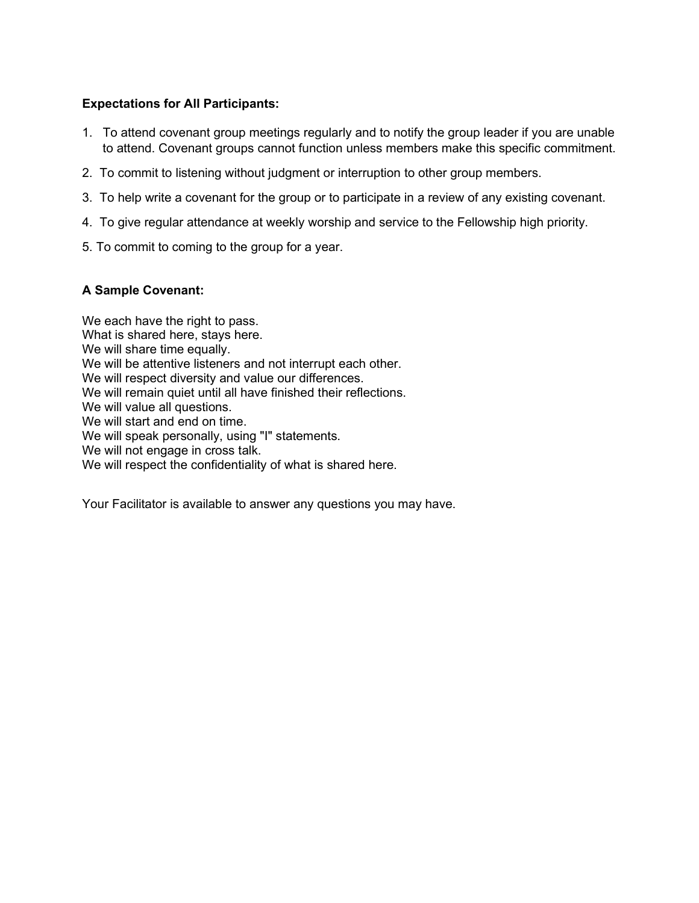**Expectations for All Participants:**

1. To attend covenant group meetings regularly and to notify the group leader if you are unable to attend. Covenant groups cannot function unless members make this specific commitment.
2. To commit to listening without judgment or interruption to other group members.
3. To help write a covenant for the group or to participate in a review of any existing covenant.
4. To give regular attendance at weekly worship and service to the Fellowship high priority.
5. To commit to coming to the group for a year.

**A Sample Covenant:**

We each have the right to pass.
What is shared here, stays here.
We will share time equally.
We will be attentive listeners and not interrupt each other.
We will respect diversity and value our differences.
We will remain quiet until all have finished their reflections.
We will value all questions.
We will start and end on time.
We will speak personally, using "I" statements.
We will not engage in cross talk.
We will respect the confidentiality of what is shared here.

Your Facilitator is available to answer any questions you may have.